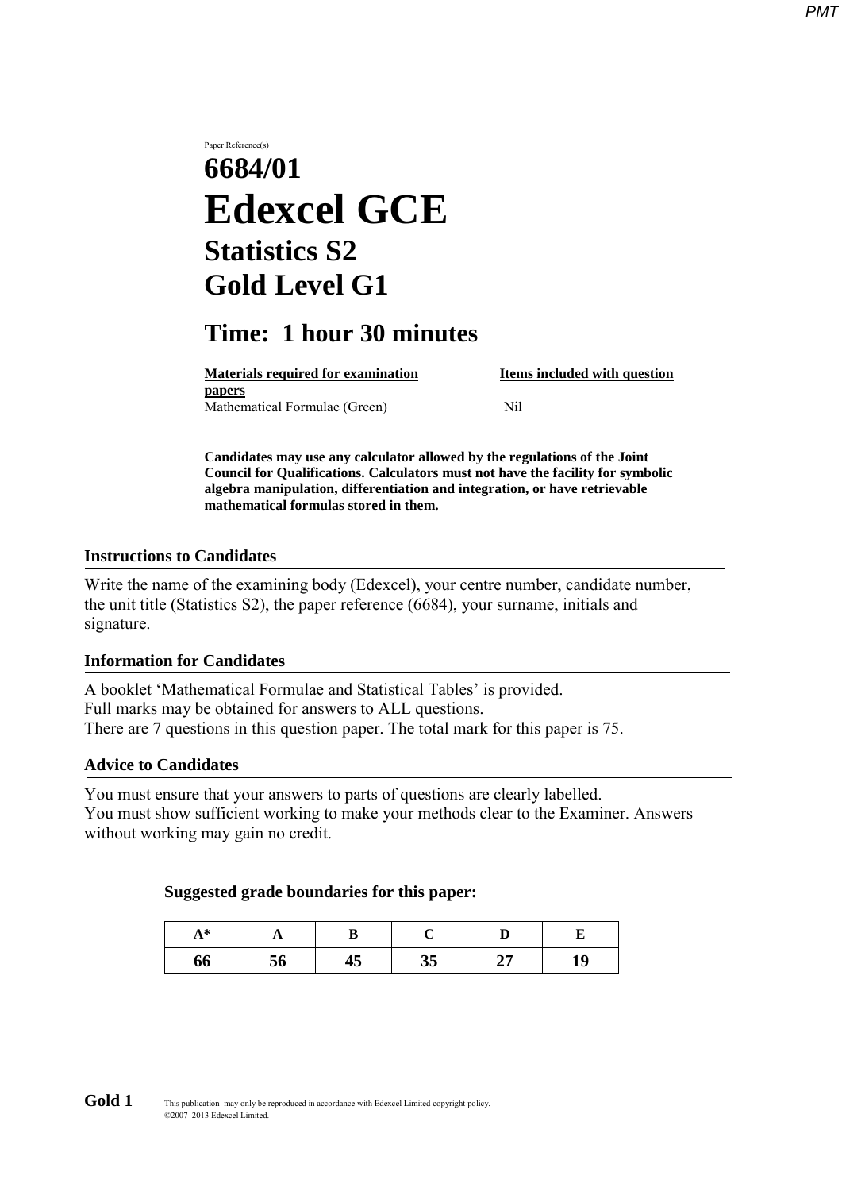Paper Reference(s)

# 6684/01

# Edexcel GCE

## Statistics S2

## Gold Level G1

## Time: 1 hour 30 minutes

| **Materials required for examination papers** | **Items included with question** |
| --- | --- |
| Mathematical Formulae (Green) | Nil |

**Candidates may use any calculator allowed by the regulations of the Joint Council for Qualifications. Calculators must not have the facility for symbolic algebra manipulation, differentiation and integration, or have retrievable mathematical formulas stored in them.**

### Instructions to Candidates

Write the name of the examining body (Edexcel), your centre number, candidate number, the unit title (Statistics S2), the paper reference (6684), your surname, initials and signature.

### Information for Candidates

A booklet 'Mathematical Formulae and Statistical Tables' is provided.
Full marks may be obtained for answers to ALL questions.
There are 7 questions in this question paper. The total mark for this paper is 75.

### Advice to Candidates

You must ensure that your answers to parts of questions are clearly labelled.
You must show sufficient working to make your methods clear to the Examiner. Answers without working may gain no credit.

**Suggested grade boundaries for this paper:**

| A* | A | B | C | D | E |
| --- | --- | --- | --- | --- | --- |
| 66 | 56 | 45 | 35 | 27 | 19 |

**Gold 1** This publication may only be reproduced in accordance with Edexcel Limited copyright policy.
©2007–2013 Edexcel Limited.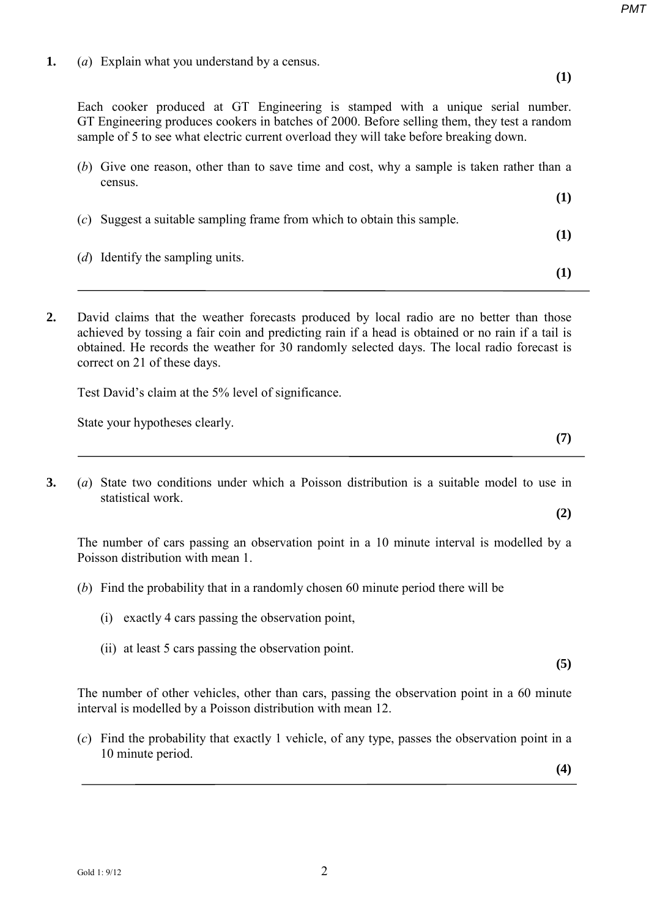**1.** (*a*) Explain what you understand by a census.

**(1)**

Each cooker produced at GT Engineering is stamped with a unique serial number. GT Engineering produces cookers in batches of 2000. Before selling them, they test a random sample of 5 to see what electric current overload they will take before breaking down.

(*b*) Give one reason, other than to save time and cost, why a sample is taken rather than a census.

**(1)**

(*c*) Suggest a suitable sampling frame from which to obtain this sample.

**(1)**

(*d*) Identify the sampling units.

**(1)**

---

**2.** David claims that the weather forecasts produced by local radio are no better than those achieved by tossing a fair coin and predicting rain if a head is obtained or no rain if a tail is obtained. He records the weather for 30 randomly selected days. The local radio forecast is correct on 21 of these days.

Test David's claim at the 5% level of significance.

State your hypotheses clearly.

**(7)**

---

**3.** (*a*) State two conditions under which a Poisson distribution is a suitable model to use in statistical work.

**(2)**

The number of cars passing an observation point in a 10 minute interval is modelled by a Poisson distribution with mean 1.

(*b*) Find the probability that in a randomly chosen 60 minute period there will be

(i) exactly 4 cars passing the observation point,

(ii) at least 5 cars passing the observation point.

**(5)**

The number of other vehicles, other than cars, passing the observation point in a 60 minute interval is modelled by a Poisson distribution with mean 12.

(*c*) Find the probability that exactly 1 vehicle, of any type, passes the observation point in a 10 minute period.

**(4)**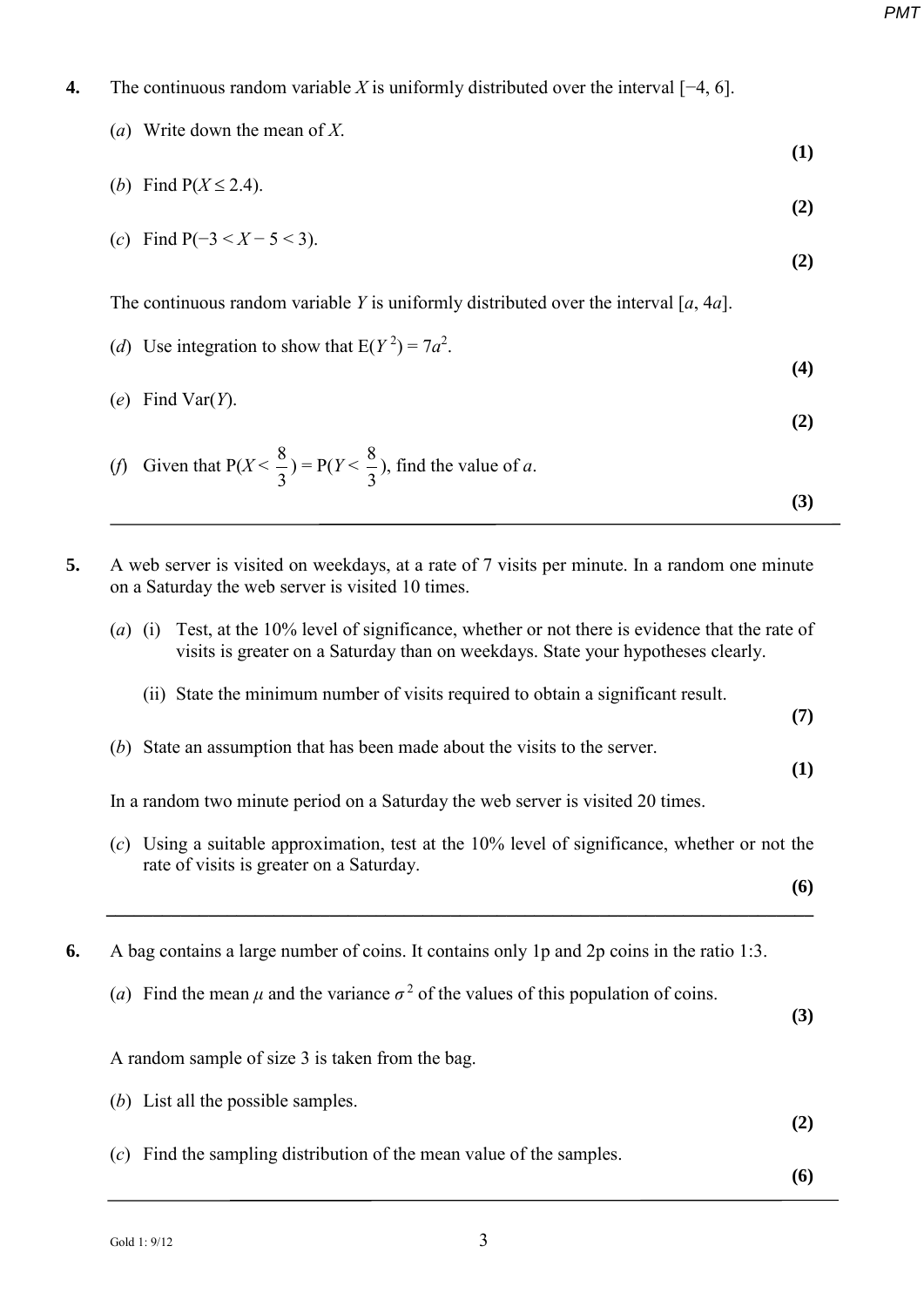**4.** The continuous random variable $X$ is uniformly distributed over the interval $[-4, 6]$.

(*a*) Write down the mean of $X$.

**(1)**

(*b*) Find $P(X \leq 2.4)$.

**(2)**

(*c*) Find $P(-3 < X - 5 < 3)$.

**(2)**

The continuous random variable $Y$ is uniformly distributed over the interval $[a, 4a]$.

(*d*) Use integration to show that $E(Y^2) = 7a^2$.

**(4)**

(*e*) Find $\text{Var}(Y)$.

**(2)**

(*f*) Given that $P(X < \frac{8}{3}) = P(Y < \frac{8}{3})$, find the value of $a$.

**(3)**

---

**5.** A web server is visited on weekdays, at a rate of 7 visits per minute. In a random one minute on a Saturday the web server is visited 10 times.

(*a*) (i) Test, at the 10% level of significance, whether or not there is evidence that the rate of visits is greater on a Saturday than on weekdays. State your hypotheses clearly.

(ii) State the minimum number of visits required to obtain a significant result.

**(7)**

(*b*) State an assumption that has been made about the visits to the server.

**(1)**

In a random two minute period on a Saturday the web server is visited 20 times.

(*c*) Using a suitable approximation, test at the 10% level of significance, whether or not the rate of visits is greater on a Saturday.

**(6)**

---

**6.** A bag contains a large number of coins. It contains only 1p and 2p coins in the ratio 1:3.

(*a*) Find the mean $\mu$ and the variance $\sigma^2$ of the values of this population of coins.

**(3)**

A random sample of size 3 is taken from the bag.

(*b*) List all the possible samples.

**(2)**

(*c*) Find the sampling distribution of the mean value of the samples.

**(6)**

---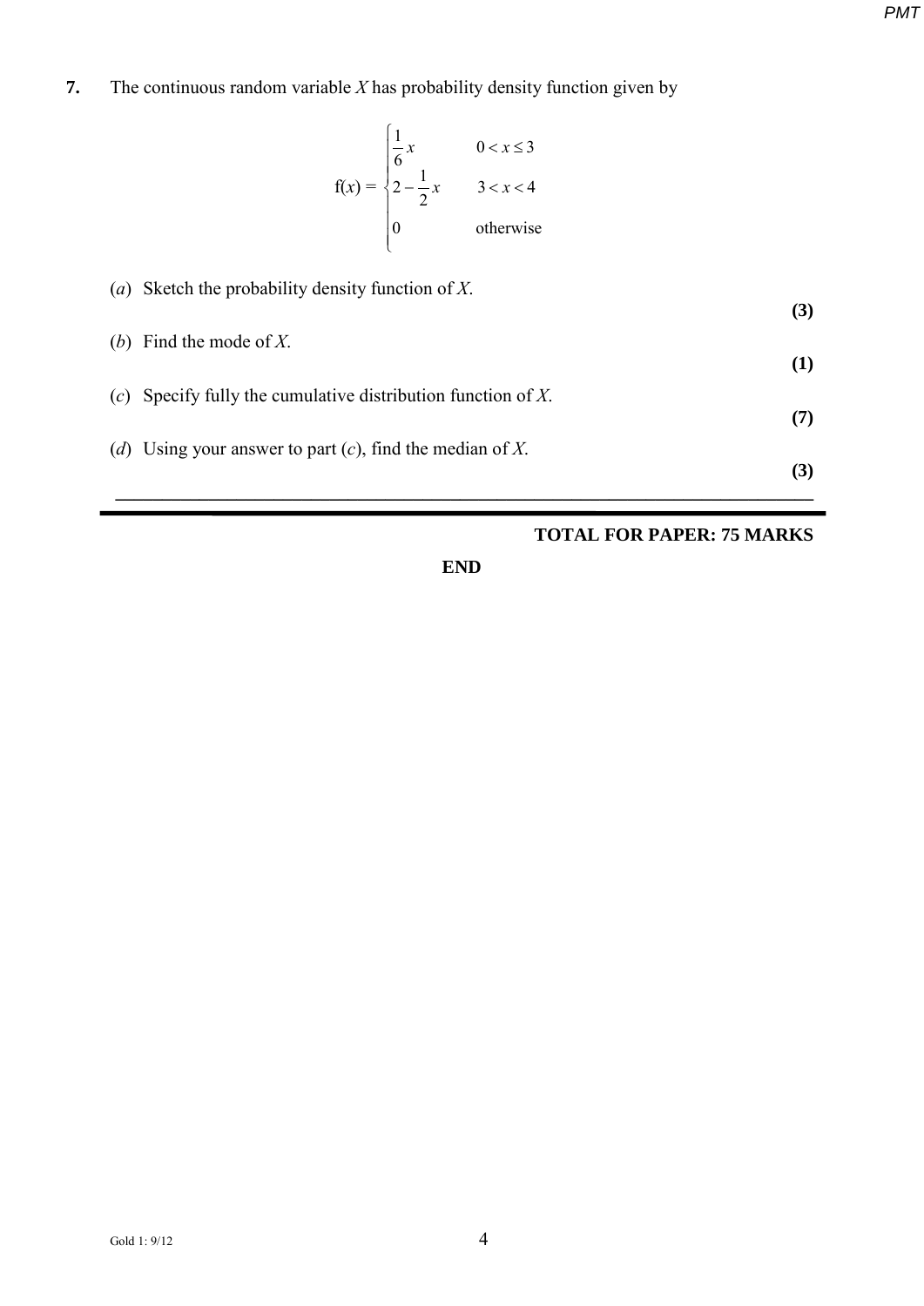**7.** The continuous random variable $X$ has probability density function given by

$$f(x) = \begin{cases} \frac{1}{6}x & 0 < x \leq 3 \\ 2 - \frac{1}{2}x & 3 < x < 4 \\ 0 & \text{otherwise} \end{cases}$$

(*a*) Sketch the probability density function of $X$.
**(3)**

(*b*) Find the mode of $X$.
**(1)**

(*c*) Specify fully the cumulative distribution function of $X$.
**(7)**

(*d*) Using your answer to part (*c*), find the median of $X$.
**(3)**

---

**TOTAL FOR PAPER: 75 MARKS**

**END**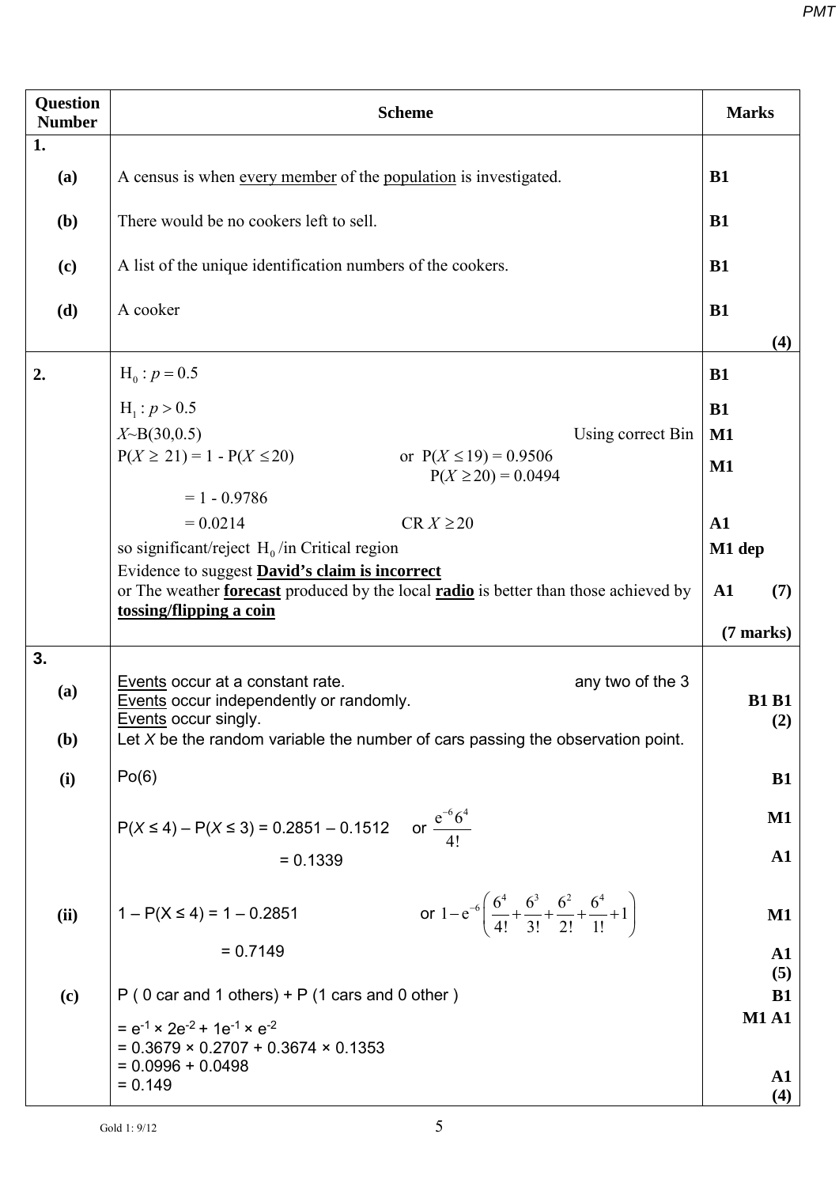| Question Number | Scheme | Marks |
|---|---|---|
| **1.** | | |
| **(a)** | A census is when <u>every member</u> of the <u>population</u> is investigated. | **B1** |
| **(b)** | There would be no cookers left to sell. | **B1** |
| **(c)** | A list of the unique identification numbers of the cookers. | **B1** |
| **(d)** | A cooker | **B1** |
| | | **(4)** |
| **2.** | $\text{H}_0 : p = 0.5$ | **B1** |
| | $\text{H}_1 : p > 0.5$ | **B1** |
| | $X$~B(30,0.5) &nbsp;&nbsp;&nbsp;&nbsp; Using correct Bin | **M1** |
| | $\text{P}(X \geq 21) = 1 - \text{P}(X \leq 20)$ &nbsp;&nbsp;&nbsp;&nbsp; or $\text{P}(X \leq 19) = 0.9506$ &nbsp; $\text{P}(X \geq 20) = 0.0494$ | **M1** |
| | $= 1 - 0.9786$ | |
| | $= 0.0214$ &nbsp;&nbsp;&nbsp;&nbsp; CR $X \geq 20$ | **A1** |
| | so significant/reject $\text{H}_0$ /in Critical region | **M1 dep** |
| | Evidence to suggest **<u>David's claim is incorrect</u>** or The weather **<u>forecast</u>** produced by the local **<u>radio</u>** is better than those achieved by **<u>tossing/flipping a coin</u>** | **A1** &nbsp; **(7)** |
| | | **(7 marks)** |
| **3.** | | |
| **(a)** | <u>Events</u> occur at a constant rate. &nbsp;&nbsp;&nbsp;&nbsp; any two of the 3 <br> <u>Events</u> occur independently or randomly. <br> <u>Events</u> occur singly. | **B1 B1** <br> **(2)** |
| **(b)** | Let $X$ be the random variable the number of cars passing the observation point. | |
| **(i)** | Po(6) | **B1** |
| | $\text{P}(X \leq 4) - \text{P}(X \leq 3) = 0.2851 - 0.1512$ &nbsp;&nbsp; or $\dfrac{e^{-6}6^4}{4!}$ | **M1** |
| | $= 0.1339$ | **A1** |
| **(ii)** | $1 - \text{P}(X \leq 4) = 1 - 0.2851$ &nbsp;&nbsp;&nbsp;&nbsp; or $1 - e^{-6}\left(\dfrac{6^4}{4!} + \dfrac{6^3}{3!} + \dfrac{6^2}{2!} + \dfrac{6^4}{1!} + 1\right)$ | **M1** |
| | $= 0.7149$ | **A1** <br> **(5)** |
| **(c)** | P ( 0 car and 1 others) + P (1 cars and 0 other ) | **B1** |
| | $= e^{-1} \times 2e^{-2} + 1e^{-1} \times e^{-2}$ <br> $= 0.3679 \times 0.2707 + 0.3674 \times 0.1353$ | **M1 A1** |
| | $= 0.0996 + 0.0498$ <br> $= 0.149$ | **A1** <br> **(4)** |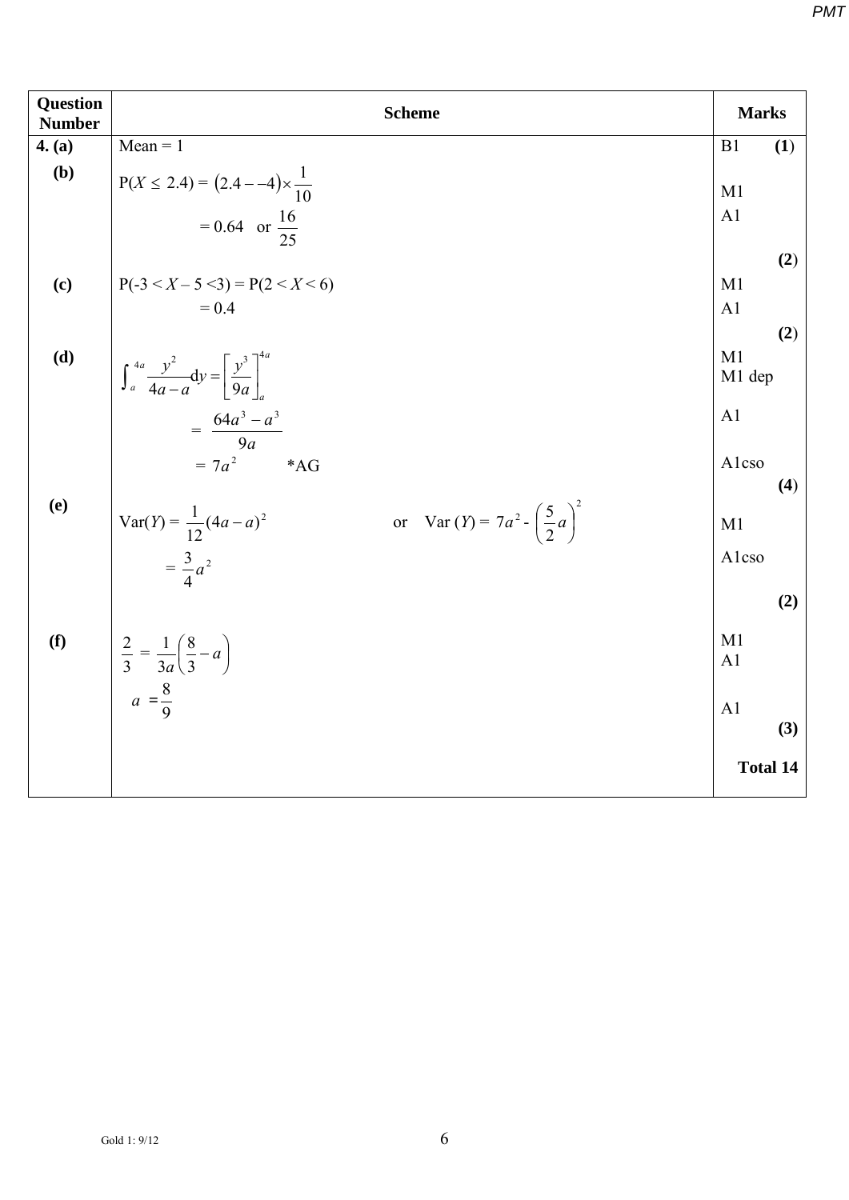| Question Number | Scheme | Marks |
|---|---|---|
| 4. (a) | Mean = 1 | B1 **(1)** |
| (b) | P($X \le 2.4$) = $(2.4 - -4) \times \frac{1}{10}$ | M1 |
| | $= 0.64$ or $\frac{16}{25}$ | A1 |
| | | **(2)** |
| (c) | P($-3 < X - 5 < 3$) = P($2 < X < 6$) | M1 |
| | $= 0.4$ | A1 |
| | | **(2)** |
| (d) | $\int_a^{4a} \frac{y^2}{4a - a} \mathrm{d}y = \left[ \frac{y^3}{9a} \right]_a^{4a}$ | M1 M1 dep |
| | $= \frac{64a^3 - a^3}{9a}$ | A1 |
| | $= 7a^2$ *AG | A1cso |
| | | **(4)** |
| (e) | $\text{Var}(Y) = \frac{1}{12}(4a - a)^2$ or $\text{Var}(Y) = 7a^2 - \left(\frac{5}{2}a\right)^2$ | M1 |
| | $= \frac{3}{4}a^2$ | A1cso |
| | | **(2)** |
| (f) | $\frac{2}{3} = \frac{1}{3a}\left(\frac{8}{3} - a\right)$ | M1 A1 |
| | $a = \frac{8}{9}$ | A1 |
| | | **(3)** |
| | | **Total 14** |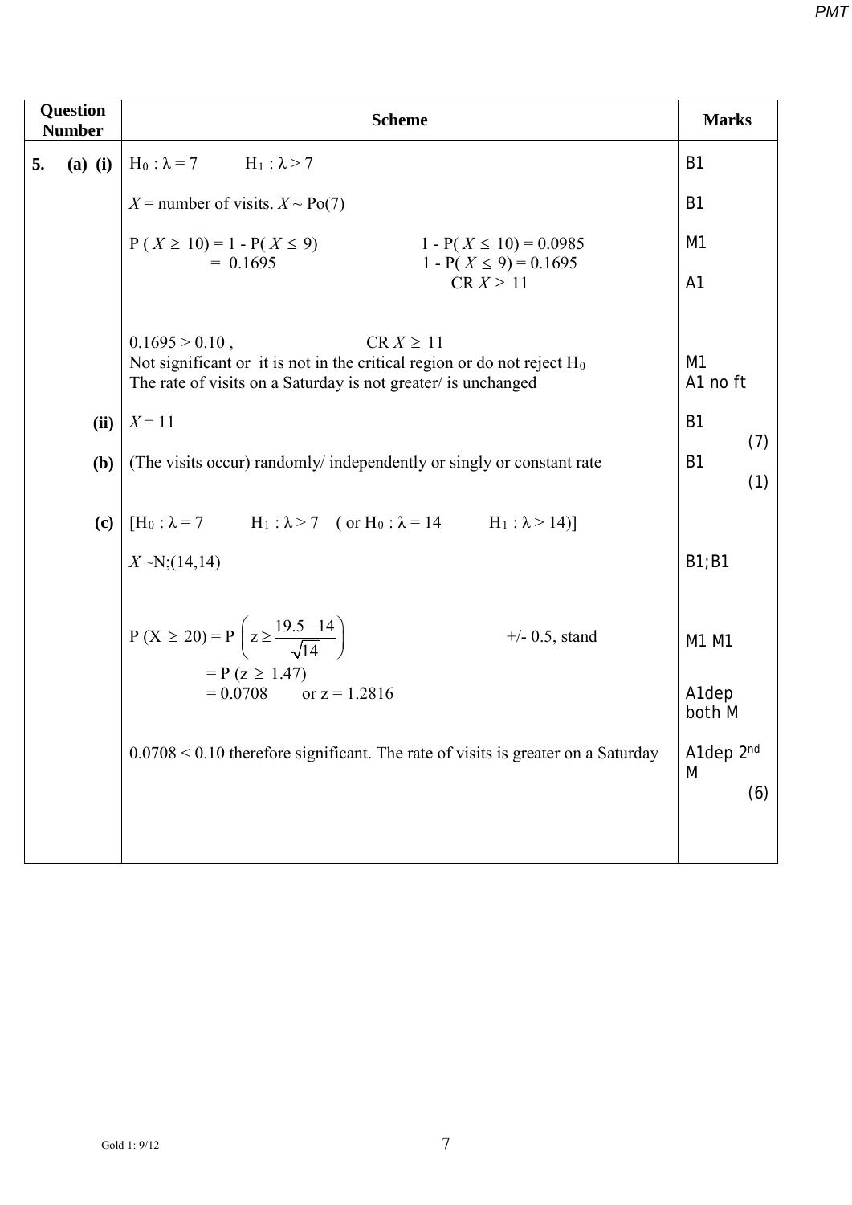| Question Number | Scheme | Marks |
|---|---|---|
| 5. (a) (i) | $H_0 : \lambda = 7$     $H_1 : \lambda > 7$ | B1 |
| | $X$ = number of visits. $X \sim \text{Po}(7)$ | B1 |
| | $P(X \geq 10) = 1 - P(X \leq 9)$ $= 0.1695$     $1 - P(X \leq 10) = 0.0985$ $1 - P(X \leq 9) = 0.1695$ CR $X \geq 11$ | M1 A1 |
| | $0.1695 > 0.10$ ,     CR $X \geq 11$ Not significant or it is not in the critical region or do not reject $H_0$ The rate of visits on a Saturday is not greater/ is unchanged | M1 A1 no ft |
| (ii) | $X = 11$ | B1 (7) |
| (b) | (The visits occur) randomly/ independently or singly or constant rate | B1 (1) |
| (c) | [$H_0 : \lambda = 7$     $H_1 : \lambda > 7$  ( or $H_0 : \lambda = 14$     $H_1 : \lambda > 14$)] | |
| | $X \sim$N;(14,14) | B1;B1 |
| | $P(X \geq 20) = P\left(z \geq \dfrac{19.5 - 14}{\sqrt{14}}\right)$     +/- 0.5, stand | M1 M1 |
| | $= P(z \geq 1.47)$ $= 0.0708$   or $z = 1.2816$ | A1dep both M |
| | $0.0708 < 0.10$ therefore significant. The rate of visits is greater on a Saturday | A1dep 2nd M (6) |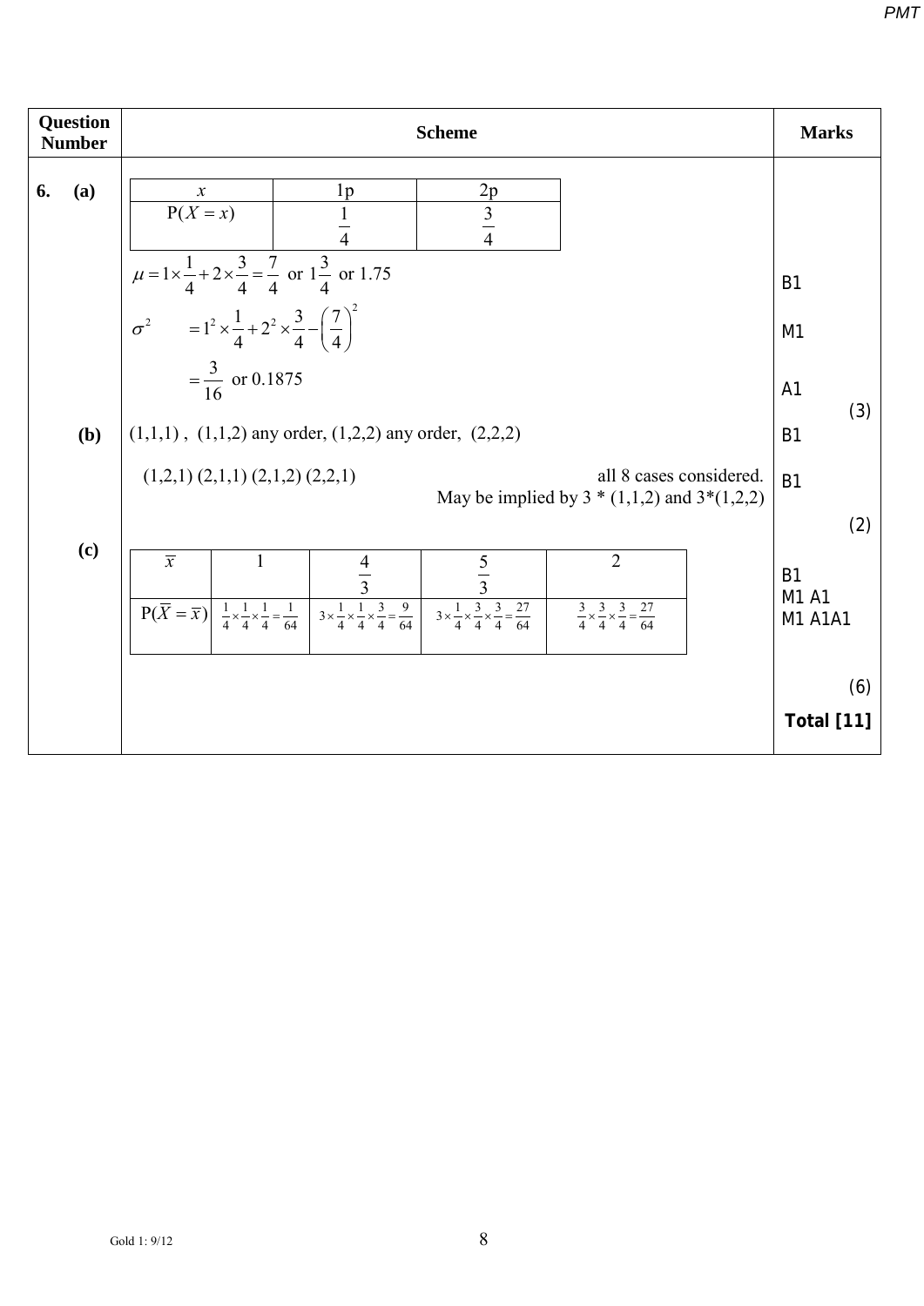| Question Number | Scheme | Marks |
|---|---|---|
| **6. (a)** | | |

| $x$ | 1p | 2p |
|---|---|---|
| $\mathrm{P}(X = x)$ | $\frac{1}{4}$ | $\frac{3}{4}$ |

$\mu = 1 \times \frac{1}{4} + 2 \times \frac{3}{4} = \frac{7}{4}$ or $1\frac{3}{4}$ or 1.75 — B1

$\sigma^2 \quad = 1^2 \times \frac{1}{4} + 2^2 \times \frac{3}{4} - \left(\frac{7}{4}\right)^2$ — M1

$= \frac{3}{16}$ or 0.1875 — A1 **(3)**

**(b)** (1,1,1) , (1,1,2) any order, (1,2,2) any order, (2,2,2) — B1

(1,2,1) (2,1,1) (2,1,2) (2,2,1) all 8 cases considered. May be implied by 3 * (1,1,2) and 3*(1,2,2) — B1 **(2)**

**(c)**

| $\bar{x}$ | 1 | $\frac{4}{3}$ | $\frac{5}{3}$ | 2 |
|---|---|---|---|---|
| $\mathrm{P}(\bar{X} = \bar{x})$ | $\frac{1}{4} \times \frac{1}{4} \times \frac{1}{4} = \frac{1}{64}$ | $3 \times \frac{1}{4} \times \frac{1}{4} \times \frac{3}{4} = \frac{9}{64}$ | $3 \times \frac{1}{4} \times \frac{3}{4} \times \frac{3}{4} = \frac{27}{64}$ | $\frac{3}{4} \times \frac{3}{4} \times \frac{3}{4} = \frac{27}{64}$ |

B1
M1 A1
M1 A1A1

**(6)**

**Total [11]**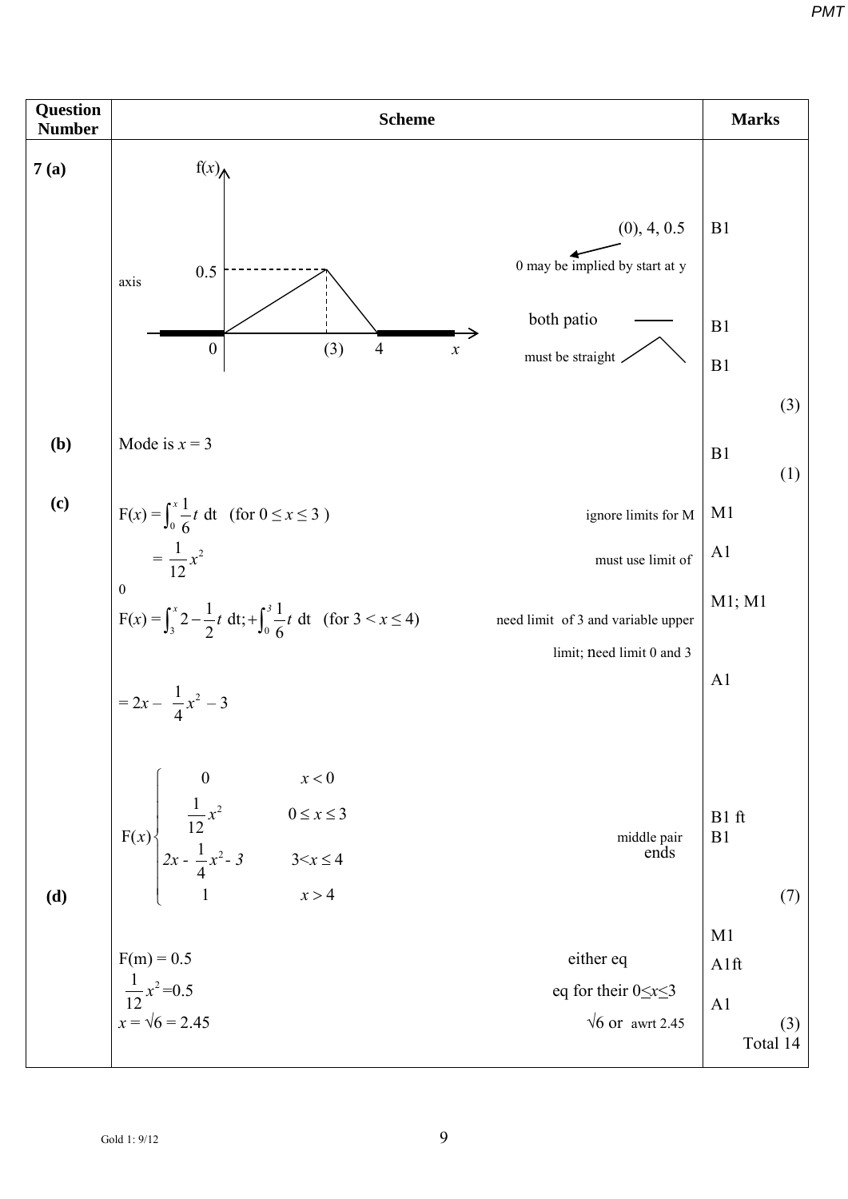| Question Number | Scheme | | Marks |
|---|---|---|---|
| 7 (a) | [Sketch: axes labelled f(x) and x; triangle from 0 rising to 0.5 at (3), falling to 0 at 4; horizontal lines along x-axis for x < 0 and x > 4; axis labels 0, (3), 4, 0.5] | (0), 4, 0.5 — 0 may be implied by start at y axis | B1 |
| | | both patio ― | B1 |
| | | must be straight | B1 |
| | | | (3) |
| (b) | Mode is $x = 3$ | | B1 |
| | | | (1) |
| (c) | $F(x) = \int_0^x \frac{1}{6}t \text{ dt}$ (for $0 \le x \le 3$ ) | ignore limits for M | M1 |
| | $= \frac{1}{12}x^2$ | must use limit of 0 | A1 |
| | $F(x) = \int_3^x 2 - \frac{1}{2}t \text{ dt}; + \int_0^3 \frac{1}{6}t \text{ dt}$ (for $3 < x \le 4$) | need limit of 3 and variable upper limit; need limit 0 and 3 | M1; M1 |
| | $= 2x - \frac{1}{4}x^2 - 3$ | | A1 |
| | $F(x) \begin{cases} 0 & x < 0 \\ \frac{1}{12}x^2 & 0 \le x \le 3 \\ 2x - \frac{1}{4}x^2 - 3 & 3 < x \le 4 \\ 1 & x > 4 \end{cases}$ | middle pair | B1 ft |
| | | ends | B1 |
| | | | (7) |
| (d) | $F(m) = 0.5$ | either eq | M1 |
| | $\frac{1}{12}x^2 = 0.5$ | eq for their $0 \le x \le 3$ | A1ft |
| | $x = \sqrt{6} = 2.45$ | $\sqrt{6}$ or awrt 2.45 | A1 |
| | | | (3) |
| | | | Total 14 |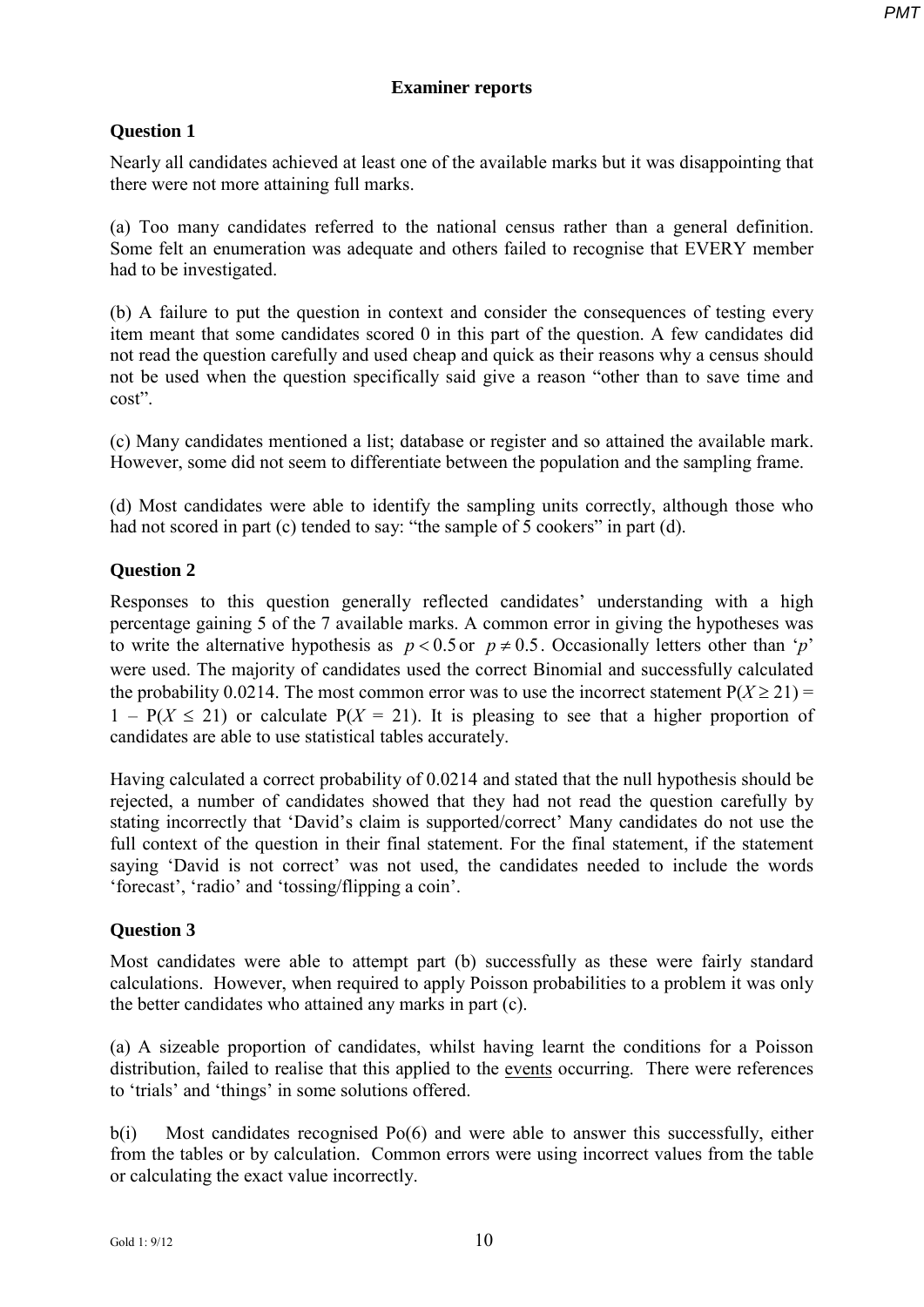## Examiner reports

### Question 1

Nearly all candidates achieved at least one of the available marks but it was disappointing that there were not more attaining full marks.

(a) Too many candidates referred to the national census rather than a general definition. Some felt an enumeration was adequate and others failed to recognise that EVERY member had to be investigated.

(b) A failure to put the question in context and consider the consequences of testing every item meant that some candidates scored 0 in this part of the question. A few candidates did not read the question carefully and used cheap and quick as their reasons why a census should not be used when the question specifically said give a reason "other than to save time and cost".

(c) Many candidates mentioned a list; database or register and so attained the available mark. However, some did not seem to differentiate between the population and the sampling frame.

(d) Most candidates were able to identify the sampling units correctly, although those who had not scored in part (c) tended to say: "the sample of 5 cookers" in part (d).

### Question 2

Responses to this question generally reflected candidates' understanding with a high percentage gaining 5 of the 7 available marks. A common error in giving the hypotheses was to write the alternative hypothesis as $p < 0.5$ or $p \neq 0.5$. Occasionally letters other than '$p$' were used. The majority of candidates used the correct Binomial and successfully calculated the probability 0.0214. The most common error was to use the incorrect statement $P(X \geq 21) = 1 - P(X \leq 21)$ or calculate $P(X = 21)$. It is pleasing to see that a higher proportion of candidates are able to use statistical tables accurately.

Having calculated a correct probability of 0.0214 and stated that the null hypothesis should be rejected, a number of candidates showed that they had not read the question carefully by stating incorrectly that 'David's claim is supported/correct' Many candidates do not use the full context of the question in their final statement. For the final statement, if the statement saying 'David is not correct' was not used, the candidates needed to include the words 'forecast', 'radio' and 'tossing/flipping a coin'.

### Question 3

Most candidates were able to attempt part (b) successfully as these were fairly standard calculations. However, when required to apply Poisson probabilities to a problem it was only the better candidates who attained any marks in part (c).

(a) A sizeable proportion of candidates, whilst having learnt the conditions for a Poisson distribution, failed to realise that this applied to the events occurring. There were references to 'trials' and 'things' in some solutions offered.

b(i) Most candidates recognised Po(6) and were able to answer this successfully, either from the tables or by calculation. Common errors were using incorrect values from the table or calculating the exact value incorrectly.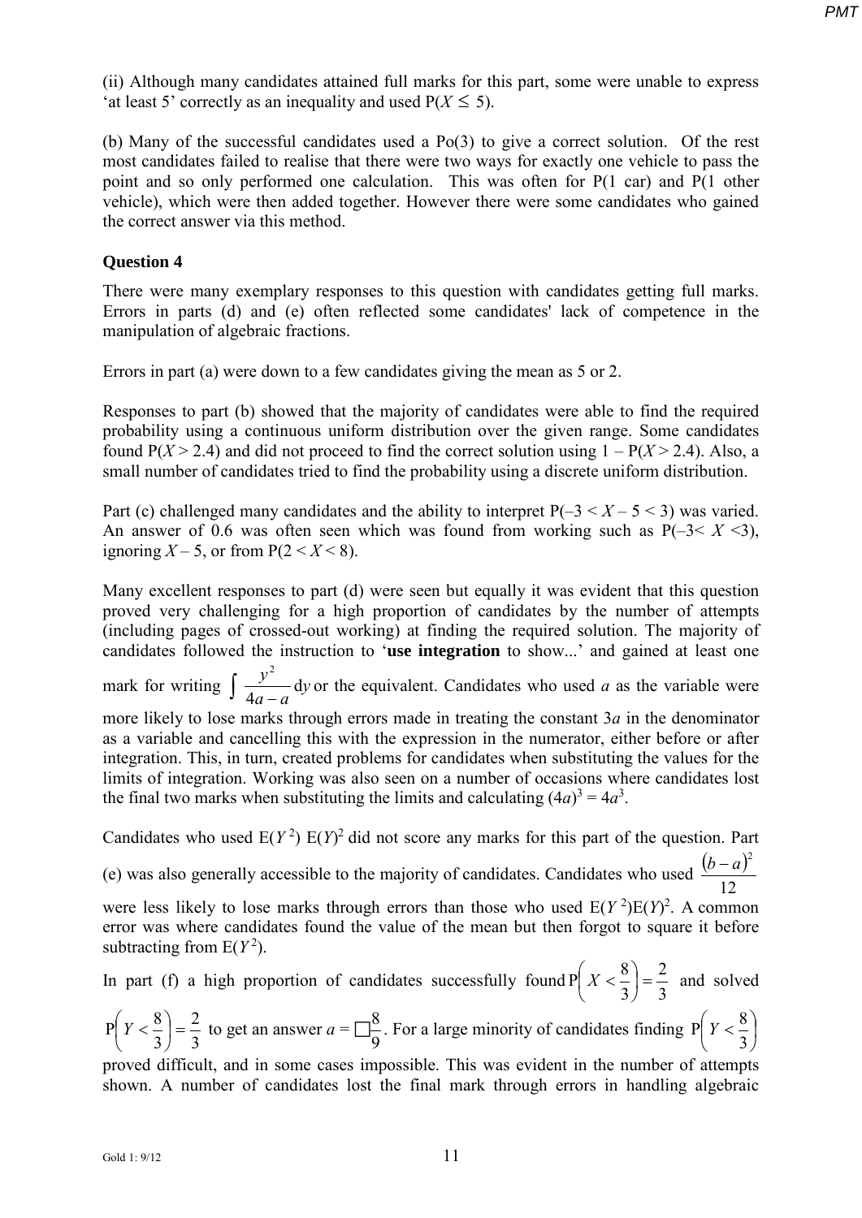(ii) Although many candidates attained full marks for this part, some were unable to express 'at least 5' correctly as an inequality and used $P(X \leq 5)$.

(b) Many of the successful candidates used a Po(3) to give a correct solution. Of the rest most candidates failed to realise that there were two ways for exactly one vehicle to pass the point and so only performed one calculation. This was often for P(1 car) and P(1 other vehicle), which were then added together. However there were some candidates who gained the correct answer via this method.

**Question 4**

There were many exemplary responses to this question with candidates getting full marks. Errors in parts (d) and (e) often reflected some candidates' lack of competence in the manipulation of algebraic fractions.

Errors in part (a) were down to a few candidates giving the mean as 5 or 2.

Responses to part (b) showed that the majority of candidates were able to find the required probability using a continuous uniform distribution over the given range. Some candidates found $P(X > 2.4)$ and did not proceed to find the correct solution using $1 – P(X > 2.4)$. Also, a small number of candidates tried to find the probability using a discrete uniform distribution.

Part (c) challenged many candidates and the ability to interpret $P(–3 < X – 5 < 3)$ was varied. An answer of 0.6 was often seen which was found from working such as $P(–3< X <3)$, ignoring $X – 5$, or from $P(2 < X < 8)$.

Many excellent responses to part (d) were seen but equally it was evident that this question proved very challenging for a high proportion of candidates by the number of attempts (including pages of crossed-out working) at finding the required solution. The majority of candidates followed the instruction to '**use integration** to show...' and gained at least one mark for writing $\int \frac{y^2}{4a-a}\,dy$ or the equivalent. Candidates who used $a$ as the variable were more likely to lose marks through errors made in treating the constant $3a$ in the denominator as a variable and cancelling this with the expression in the numerator, either before or after integration. This, in turn, created problems for candidates when substituting the values for the limits of integration. Working was also seen on a number of occasions where candidates lost the final two marks when substituting the limits and calculating $(4a)^3 = 4a^3$.

Candidates who used $E(Y^2)\ E(Y)^2$ did not score any marks for this part of the question. Part (e) was also generally accessible to the majority of candidates. Candidates who used $\frac{(b-a)^2}{12}$ were less likely to lose marks through errors than those who used $E(Y^2)E(Y)^2$. A common error was where candidates found the value of the mean but then forgot to square it before subtracting from $E(Y^2)$.

In part (f) a high proportion of candidates successfully found $P\left(X < \frac{8}{3}\right) = \frac{2}{3}$ and solved $P\left(Y < \frac{8}{3}\right) = \frac{2}{3}$ to get an answer $a = \square\frac{8}{9}$. For a large minority of candidates finding $P\left(Y < \frac{8}{3}\right)$ proved difficult, and in some cases impossible. This was evident in the number of attempts shown. A number of candidates lost the final mark through errors in handling algebraic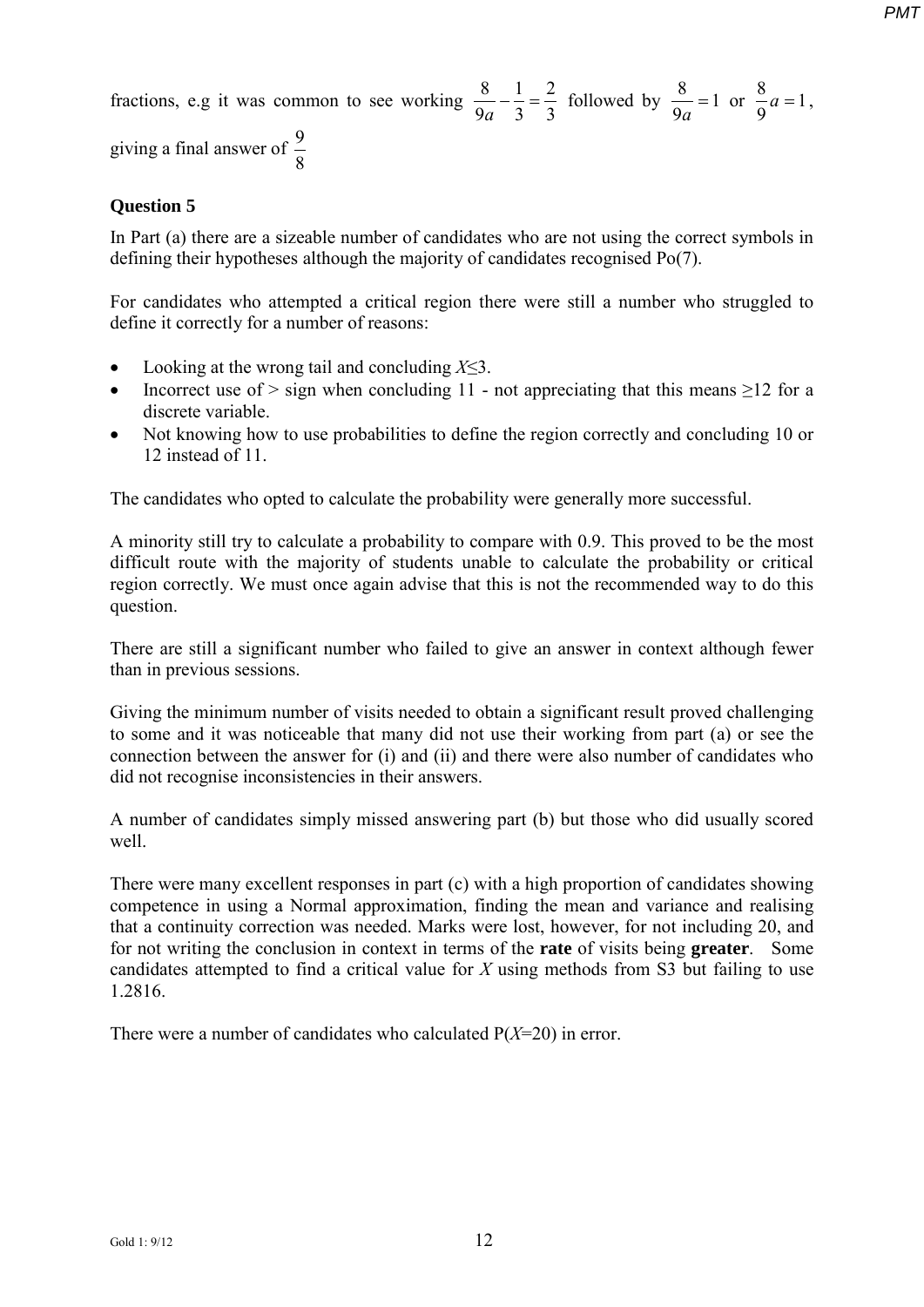fractions, e.g it was common to see working $\frac{8}{9a} - \frac{1}{3} = \frac{2}{3}$ followed by $\frac{8}{9a} = 1$ or $\frac{8}{9}a = 1$, giving a final answer of $\frac{9}{8}$

**Question 5**

In Part (a) there are a sizeable number of candidates who are not using the correct symbols in defining their hypotheses although the majority of candidates recognised Po(7).

For candidates who attempted a critical region there were still a number who struggled to define it correctly for a number of reasons:

- Looking at the wrong tail and concluding $X \leq 3$.
- Incorrect use of > sign when concluding 11 - not appreciating that this means $\geq 12$ for a discrete variable.
- Not knowing how to use probabilities to define the region correctly and concluding 10 or 12 instead of 11.

The candidates who opted to calculate the probability were generally more successful.

A minority still try to calculate a probability to compare with 0.9. This proved to be the most difficult route with the majority of students unable to calculate the probability or critical region correctly. We must once again advise that this is not the recommended way to do this question.

There are still a significant number who failed to give an answer in context although fewer than in previous sessions.

Giving the minimum number of visits needed to obtain a significant result proved challenging to some and it was noticeable that many did not use their working from part (a) or see the connection between the answer for (i) and (ii) and there were also number of candidates who did not recognise inconsistencies in their answers.

A number of candidates simply missed answering part (b) but those who did usually scored well.

There were many excellent responses in part (c) with a high proportion of candidates showing competence in using a Normal approximation, finding the mean and variance and realising that a continuity correction was needed. Marks were lost, however, for not including 20, and for not writing the conclusion in context in terms of the **rate** of visits being **greater**. Some candidates attempted to find a critical value for $X$ using methods from S3 but failing to use 1.2816.

There were a number of candidates who calculated $P(X=20)$ in error.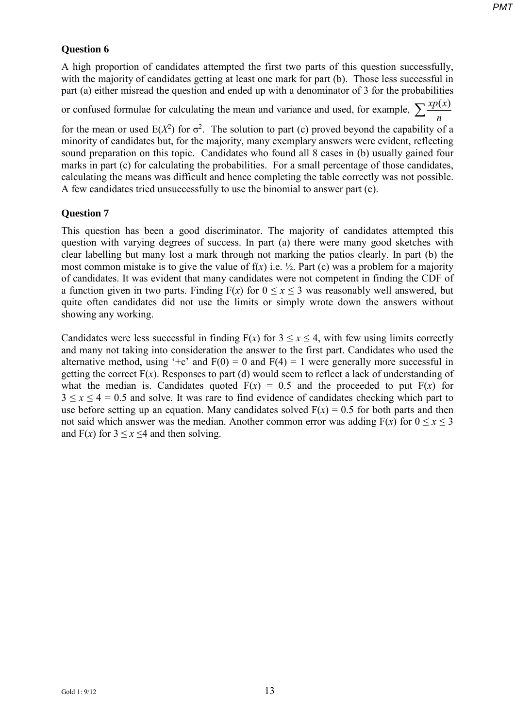**Question 6**

A high proportion of candidates attempted the first two parts of this question successfully, with the majority of candidates getting at least one mark for part (b). Those less successful in part (a) either misread the question and ended up with a denominator of 3 for the probabilities or confused formulae for calculating the mean and variance and used, for example, $\sum \frac{xp(x)}{n}$ for the mean or used $E(X^2)$ for $\sigma^2$. The solution to part (c) proved beyond the capability of a minority of candidates but, for the majority, many exemplary answers were evident, reflecting sound preparation on this topic. Candidates who found all 8 cases in (b) usually gained four marks in part (c) for calculating the probabilities. For a small percentage of those candidates, calculating the means was difficult and hence completing the table correctly was not possible. A few candidates tried unsuccessfully to use the binomial to answer part (c).

**Question 7**

This question has been a good discriminator. The majority of candidates attempted this question with varying degrees of success. In part (a) there were many good sketches with clear labelling but many lost a mark through not marking the patios clearly. In part (b) the most common mistake is to give the value of $f(x)$ i.e. ½. Part (c) was a problem for a majority of candidates. It was evident that many candidates were not competent in finding the CDF of a function given in two parts. Finding $F(x)$ for $0 \leq x \leq 3$ was reasonably well answered, but quite often candidates did not use the limits or simply wrote down the answers without showing any working.

Candidates were less successful in finding $F(x)$ for $3 \leq x \leq 4$, with few using limits correctly and many not taking into consideration the answer to the first part. Candidates who used the alternative method, using '+c' and $F(0) = 0$ and $F(4) = 1$ were generally more successful in getting the correct $F(x)$. Responses to part (d) would seem to reflect a lack of understanding of what the median is. Candidates quoted $F(x) = 0.5$ and the proceeded to put $F(x)$ for $3 \leq x \leq 4 = 0.5$ and solve. It was rare to find evidence of candidates checking which part to use before setting up an equation. Many candidates solved $F(x) = 0.5$ for both parts and then not said which answer was the median. Another common error was adding $F(x)$ for $0 \leq x \leq 3$ and $F(x)$ for $3 \leq x \leq 4$ and then solving.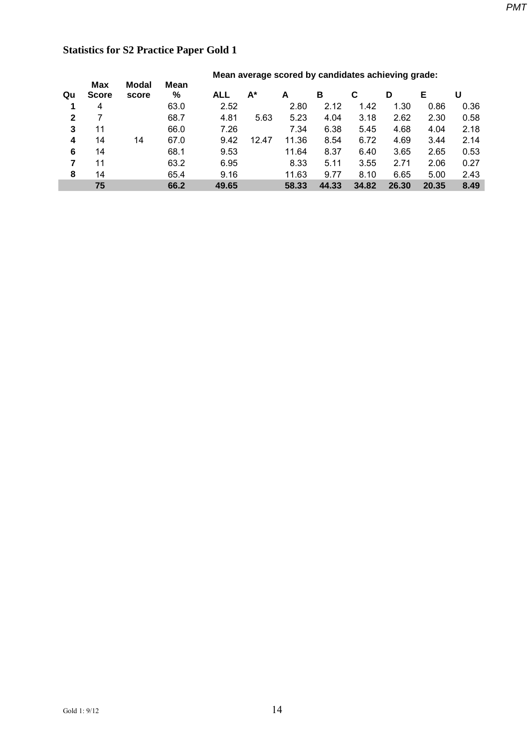## Statistics for S2 Practice Paper Gold 1

| Qu | Max Score | Modal score | Mean % | Mean average scored by candidates achieving grade: ALL | A* | A | B | C | D | E | U |
|---|---|---|---|---|---|---|---|---|---|---|---|
| 1 | 4 | | 63.0 | 2.52 | | 2.80 | 2.12 | 1.42 | 1.30 | 0.86 | 0.36 |
| 2 | 7 | | 68.7 | 4.81 | 5.63 | 5.23 | 4.04 | 3.18 | 2.62 | 2.30 | 0.58 |
| 3 | 11 | | 66.0 | 7.26 | | 7.34 | 6.38 | 5.45 | 4.68 | 4.04 | 2.18 |
| 4 | 14 | 14 | 67.0 | 9.42 | 12.47 | 11.36 | 8.54 | 6.72 | 4.69 | 3.44 | 2.14 |
| 6 | 14 | | 68.1 | 9.53 | | 11.64 | 8.37 | 6.40 | 3.65 | 2.65 | 0.53 |
| 7 | 11 | | 63.2 | 6.95 | | 8.33 | 5.11 | 3.55 | 2.71 | 2.06 | 0.27 |
| 8 | 14 | | 65.4 | 9.16 | | 11.63 | 9.77 | 8.10 | 6.65 | 5.00 | 2.43 |
| | **75** | | **66.2** | **49.65** | | **58.33** | **44.33** | **34.82** | **26.30** | **20.35** | **8.49** |

Gold 1: 9/12